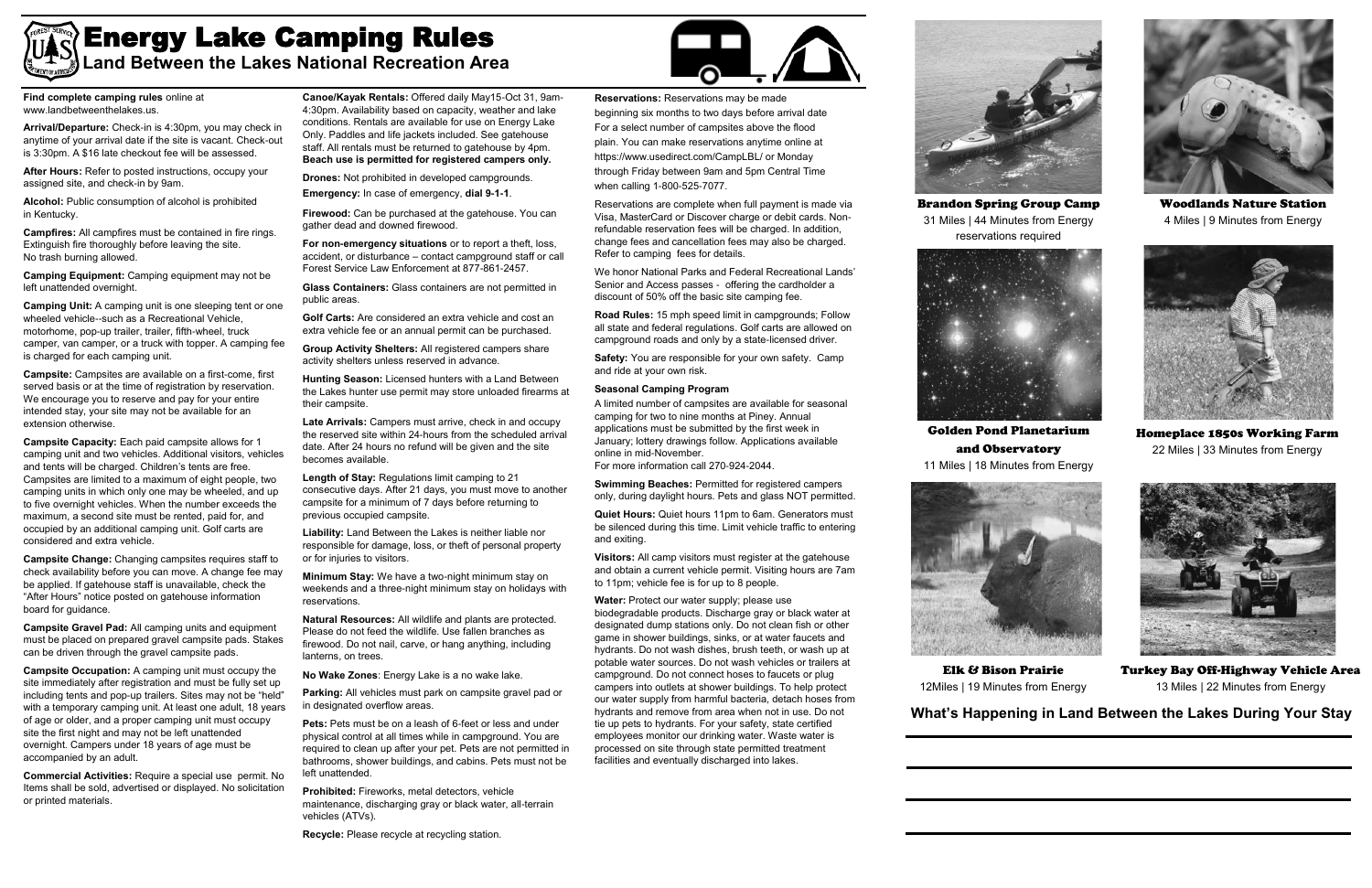# Energy Lake Camping Rules

## Land Between the Lakes National Recreation Area

**Find complete camping rules** online at www.landbetweenthelakes.us.

**Arrival/Departure:** Check-in is 4:30pm, you may check in anytime of your arrival date if the site is vacant. Check-out is 3:30pm. A $16 late checkout fee will be assessed.

**After Hours:** Refer to posted instructions, occupy your assigned site, and check-in by 9am.

**Alcohol:** Public consumption of alcohol is prohibited in Kentucky.

**Campfires:** All campfires must be contained in fire rings. Extinguish fire thoroughly before leaving the site. No trash burning allowed.

**Camping Equipment:** Camping equipment may not be left unattended overnight.

**Camping Unit:** A camping unit is one sleeping tent or one wheeled vehicle--such as a Recreational Vehicle, motorhome, pop-up trailer, trailer, fifth-wheel, truck camper, van camper, or a truck with topper. A camping fee is charged for each camping unit.

**Campsite:** Campsites are available on a first-come, first served basis or at the time of registration by reservation. We encourage you to reserve and pay for your entire intended stay, your site may not be available for an extension otherwise.

**Campsite Capacity:** Each paid campsite allows for 1 camping unit and two vehicles. Additional visitors, vehicles and tents will be charged. Children's tents are free. Campsites are limited to a maximum of eight people, two camping units in which only one may be wheeled, and up to five overnight vehicles. When the number exceeds the maximum, a second site must be rented, paid for, and occupied by an additional camping unit. Golf carts are considered and extra vehicle.

**Campsite Change:** Changing campsites requires staff to check availability before you can move. A change fee may be applied. If gatehouse staff is unavailable, check the "After Hours" notice posted on gatehouse information board for guidance.

**Campsite Gravel Pad:** All camping units and equipment must be placed on prepared gravel campsite pads. Stakes can be driven through the gravel campsite pads.

**Campsite Occupation:** A camping unit must occupy the site immediately after registration and must be fully set up including tents and pop-up trailers. Sites may not be "held" with a temporary camping unit. At least one adult, 18 years of age or older, and a proper camping unit must occupy site the first night and may not be left unattended overnight. Campers under 18 years of age must be accompanied by an adult.

**Commercial Activities:** Require a special use permit. No Items shall be sold, advertised or displayed. No solicitation or printed materials.

**Canoe/Kayak Rentals:** Offered daily May15-Oct 31, 9am-4:30pm. Availability based on capacity, weather and lake conditions. Rentals are available for use on Energy Lake Only. Paddles and life jackets included. See gatehouse staff. All rentals must be returned to gatehouse by 4pm. **Beach use is permitted for registered campers only.**

**Drones:** Not prohibited in developed campgrounds.

**Emergency:** In case of emergency, **dial 9-1-1**.

**Firewood:** Can be purchased at the gatehouse. You can gather dead and downed firewood.

**For non-emergency situations** or to report a theft, loss, accident, or disturbance – contact campground staff or call Forest Service Law Enforcement at 877-861-2457.

**Glass Containers:** Glass containers are not permitted in public areas.

**Golf Carts:** Are considered an extra vehicle and cost an extra vehicle fee or an annual permit can be purchased.

**Group Activity Shelters:** All registered campers share activity shelters unless reserved in advance.

**Hunting Season:** Licensed hunters with a Land Between the Lakes hunter use permit may store unloaded firearms at their campsite.

**Late Arrivals:** Campers must arrive, check in and occupy the reserved site within 24-hours from the scheduled arrival date. After 24 hours no refund will be given and the site becomes available.

**Length of Stay:** Regulations limit camping to 21 consecutive days. After 21 days, you must move to another campsite for a minimum of 7 days before returning to previous occupied campsite.

**Liability:** Land Between the Lakes is neither liable nor responsible for damage, loss, or theft of personal property or for injuries to visitors.

**Minimum Stay:** We have a two-night minimum stay on weekends and a three-night minimum stay on holidays with reservations.

**Natural Resources:** All wildlife and plants are protected. Please do not feed the wildlife. Use fallen branches as firewood. Do not nail, carve, or hang anything, including lanterns, on trees.

**No Wake Zones**: Energy Lake is a no wake lake.

**Parking:** All vehicles must park on campsite gravel pad or in designated overflow areas.

**Pets:** Pets must be on a leash of 6-feet or less and under physical control at all times while in campground. You are required to clean up after your pet. Pets are not permitted in bathrooms, shower buildings, and cabins. Pets must not be left unattended.

**Prohibited:** Fireworks, metal detectors, vehicle maintenance, discharging gray or black water, all-terrain vehicles (ATVs).

**Recycle:** Please recycle at recycling station.

**Reservations:** Reservations may be made beginning six months to two days before arrival date For a select number of campsites above the flood plain. You can make reservations anytime online at https://www.usedirect.com/CampLBL/ or Monday through Friday between 9am and 5pm Central Time when calling 1-800-525-7077.

Reservations are complete when full payment is made via Visa, MasterCard or Discover charge or debit cards. Non-refundable reservation fees will be charged. In addition, change fees and cancellation fees may also be charged. Refer to camping fees for details.

We honor National Parks and Federal Recreational Lands' Senior and Access passes - offering the cardholder a discount of 50% off the basic site camping fee.

**Road Rules:** 15 mph speed limit in campgrounds; Follow all state and federal regulations. Golf carts are allowed on campground roads and only by a state-licensed driver.

**Safety:** You are responsible for your own safety. Camp and ride at your own risk.

**Seasonal Camping Program**

A limited number of campsites are available for seasonal camping for two to nine months at Piney. Annual applications must be submitted by the first week in January; lottery drawings follow. Applications available online in mid-November.
For more information call 270-924-2044.

**Swimming Beaches:** Permitted for registered campers only, during daylight hours. Pets and glass NOT permitted.

**Quiet Hours:** Quiet hours 11pm to 6am. Generators must be silenced during this time. Limit vehicle traffic to entering and exiting.

**Visitors:** All camp visitors must register at the gatehouse and obtain a current vehicle permit. Visiting hours are 7am to 11pm; vehicle fee is for up to 8 people.

**Water:** Protect our water supply; please use biodegradable products. Discharge gray or black water at designated dump stations only. Do not clean fish or other game in shower buildings, sinks, or at water faucets and hydrants. Do not wash dishes, brush teeth, or wash up at potable water sources. Do not wash vehicles or trailers at campground. Do not connect hoses to faucets or plug campers into outlets at shower buildings. To help protect our water supply from harmful bacteria, detach hoses from hydrants and remove from area when not in use. Do not tie up pets to hydrants. For your safety, state certified employees monitor our drinking water. Waste water is processed on site through state permitted treatment facilities and eventually discharged into lakes.

**Brandon Spring Group Camp**
31 Miles | 44 Minutes from Energy
reservations required

**Woodlands Nature Station**
4 Miles | 9 Minutes from Energy

**Golden Pond Planetarium and Observatory**
11 Miles | 18 Minutes from Energy

**Homeplace 1850s Working Farm**
22 Miles | 33 Minutes from Energy

**Elk & Bison Prairie**
12Miles | 19 Minutes from Energy

**Turkey Bay Off-Highway Vehicle Area**
13 Miles | 22 Minutes from Energy

## What's Happening in Land Between the Lakes During Your Stay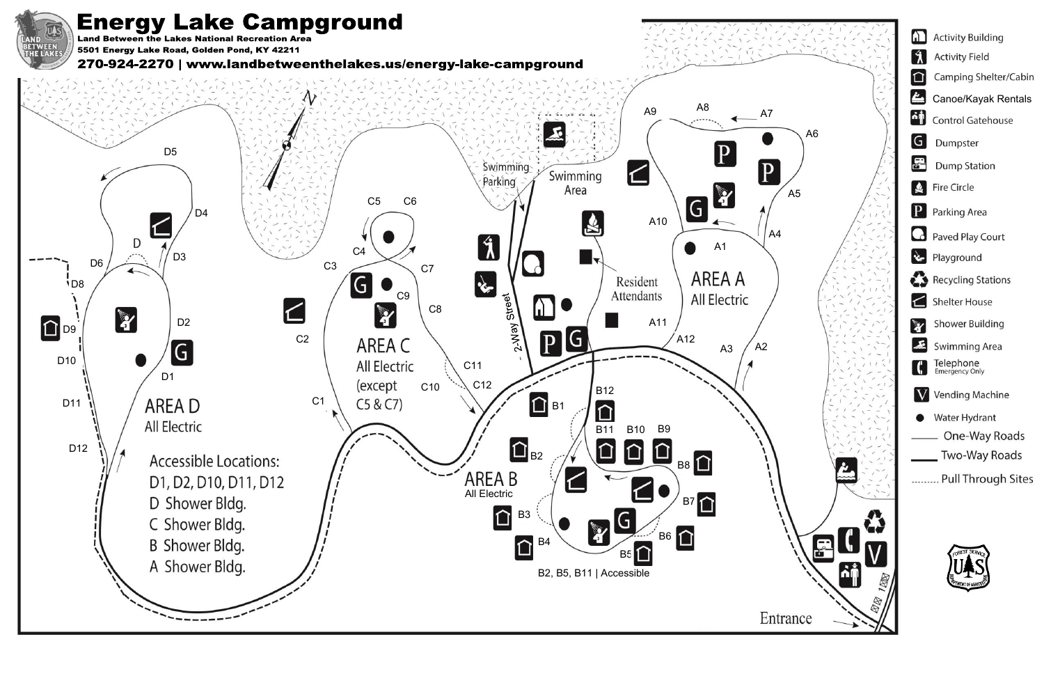# Energy Lake Campground

**Land Between the Lakes National Recreation Area**

**5501 Energy Lake Road, Golden Pond, KY 42211**

**270-924-2270 | www.landbetweenthelakes.us/energy-lake-campground**

AREA A
All Electric

A1 A2 A3 A4 A5 A6 A7 A8 A9 A10 A11 A12

AREA B
All Electric

B1 B2 B3 B4 B5 B6 B7 B8 B9 B10 B11 B12

B2, B5, B11 | Accessible

AREA C
All Electric
(except C5 & C7)

C1 C2 C3 C4 C5 C6 C7 C8 C9 C10 C11 C12

AREA D
All Electric

D D1 D2 D3 D4 D5 D6 D8 D9 D10 D11 D12

Accessible Locations:
D1, D2, D10, D11, D12
D Shower Bldg.
C Shower Bldg.
B Shower Bldg.
A Shower Bldg.

Swimming Parking

Swimming Area

2-Way Street

Resident Attendants

Entrance

N

- Activity Building
- Activity Field
- Camping Shelter/Cabin
- Canoe/Kayak Rentals
- Control Gatehouse
- Dumpster
- Dump Station
- Fire Circle
- Parking Area
- Paved Play Court
- Playground
- Recycling Stations
- Shelter House
- Shower Building
- Swimming Area
- Telephone Emergency Only
- Vending Machine
- Water Hydrant
- One-Way Roads
- Two-Way Roads
- Pull Through Sites